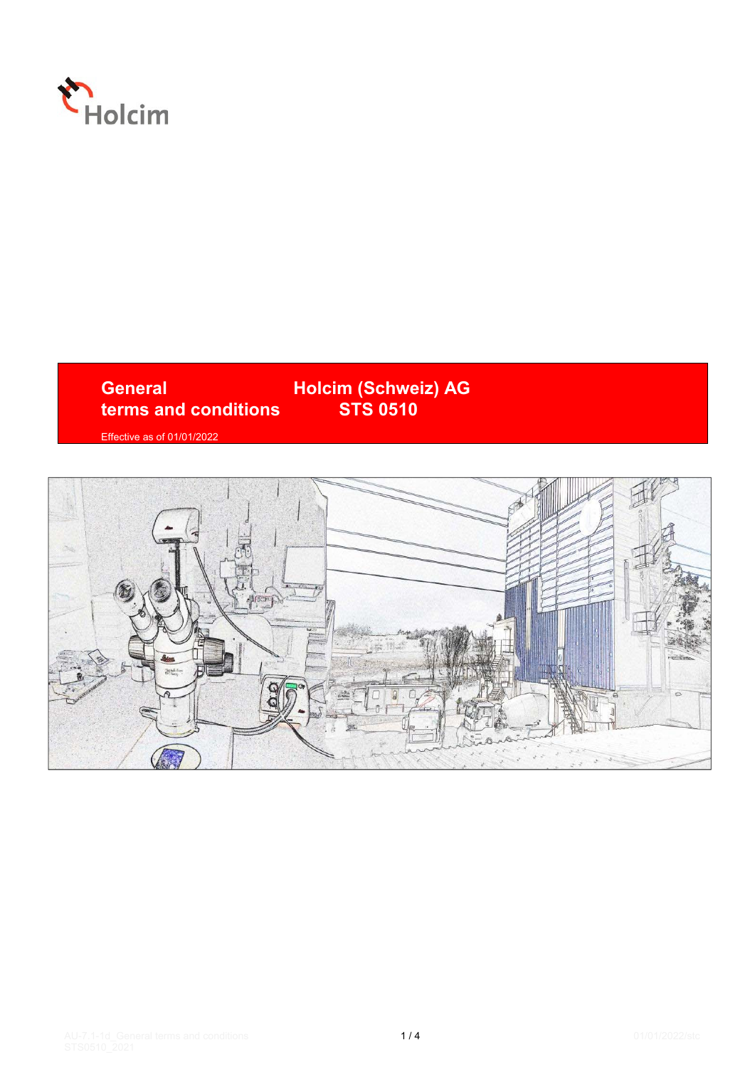Holcim

# General terms and conditions

# Holcim (Schweiz) AG STS 0510

Effective as of 01/01/2022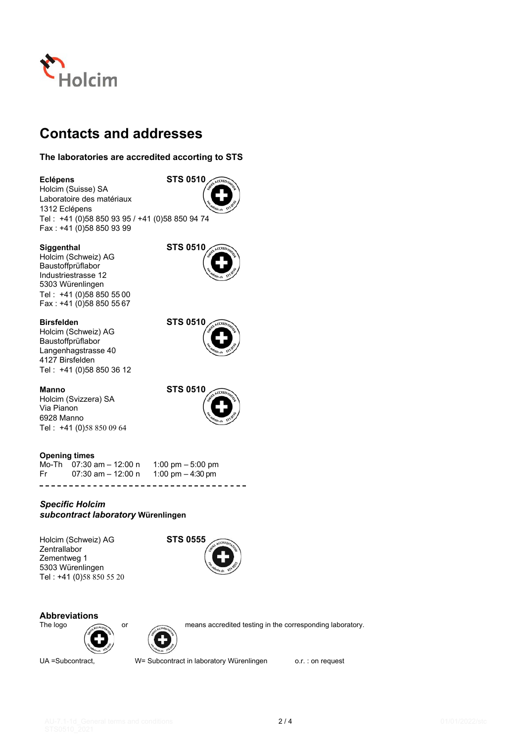# Contacts and addresses

**The laboratories are accredited accorting to STS**

**Eclépens** **STS 0510**
Holcim (Suisse) SA
Laboratoire des matériaux
1312 Eclépens
Tel : +41 (0)58 850 93 95 / +41 (0)58 850 94 74
Fax : +41 (0)58 850 93 99

**Siggenthal** **STS 0510**
Holcim (Schweiz) AG
Baustoffprüflabor
Industriestrasse 12
5303 Würenlingen
Tel : +41 (0)58 850 55 00
Fax : +41 (0)58 850 55 67

**Birsfelden** **STS 0510**
Holcim (Schweiz) AG
Baustoffprüflabor
Langenhagstrasse 40
4127 Birsfelden
Tel : +41 (0)58 850 36 12

**Manno** **STS 0510**
Holcim (Svizzera) SA
Via Pianon
6928 Manno
Tel : +41 (0)58 850 09 64

**Opening times**

| | | |
|---|---|---|
| Mo-Th | 07:30 am – 12:00 n | 1:00 pm – 5:00 pm |
| Fr | 07:30 am – 12:00 n | 1:00 pm – 4:30 pm |

---

***Specific Holcim***
***subcontract laboratory* Würenlingen**

Holcim (Schweiz) AG **STS 0555**
Zentrallabor
Zementweg 1
5303 Würenlingen
Tel : +41 (0)58 850 55 20

**Abbreviations**

The logo or means accredited testing in the corresponding laboratory.

UA =Subcontract, W= Subcontract in laboratory Würenlingen o.r. : on request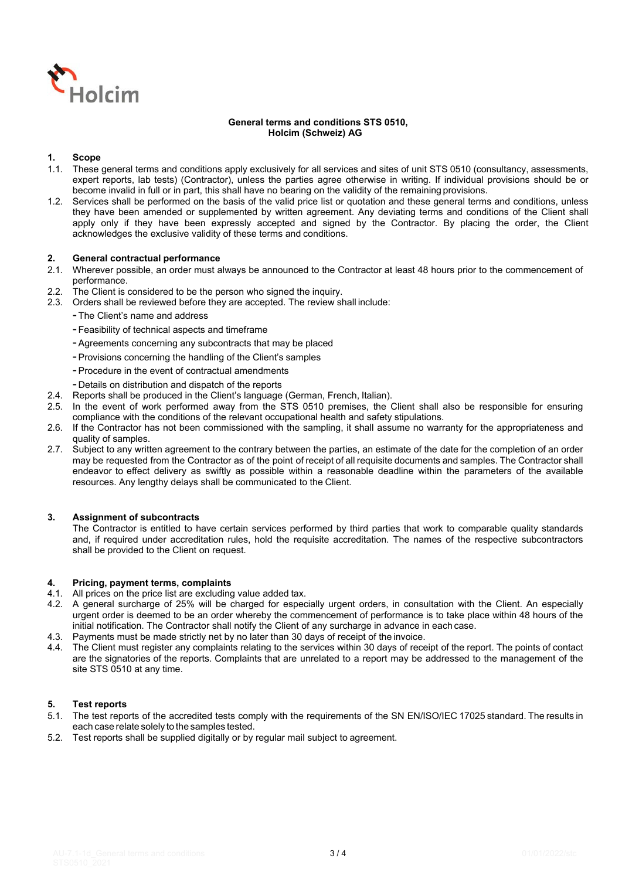**General terms and conditions STS 0510,**
**Holcim (Schweiz) AG**

## 1. Scope

1.1. These general terms and conditions apply exclusively for all services and sites of unit STS 0510 (consultancy, assessments, expert reports, lab tests) (Contractor), unless the parties agree otherwise in writing. If individual provisions should be or become invalid in full or in part, this shall have no bearing on the validity of the remaining provisions.

1.2. Services shall be performed on the basis of the valid price list or quotation and these general terms and conditions, unless they have been amended or supplemented by written agreement. Any deviating terms and conditions of the Client shall apply only if they have been expressly accepted and signed by the Contractor. By placing the order, the Client acknowledges the exclusive validity of these terms and conditions.

## 2. General contractual performance

2.1. Wherever possible, an order must always be announced to the Contractor at least 48 hours prior to the commencement of performance.

2.2. The Client is considered to be the person who signed the inquiry.

2.3. Orders shall be reviewed before they are accepted. The review shall include:

- The Client's name and address
- Feasibility of technical aspects and timeframe
- Agreements concerning any subcontracts that may be placed
- Provisions concerning the handling of the Client's samples
- Procedure in the event of contractual amendments
- Details on distribution and dispatch of the reports

2.4. Reports shall be produced in the Client's language (German, French, Italian).

2.5. In the event of work performed away from the STS 0510 premises, the Client shall also be responsible for ensuring compliance with the conditions of the relevant occupational health and safety stipulations.

2.6. If the Contractor has not been commissioned with the sampling, it shall assume no warranty for the appropriateness and quality of samples.

2.7. Subject to any written agreement to the contrary between the parties, an estimate of the date for the completion of an order may be requested from the Contractor as of the point of receipt of all requisite documents and samples. The Contractor shall endeavor to effect delivery as swiftly as possible within a reasonable deadline within the parameters of the available resources. Any lengthy delays shall be communicated to the Client.

## 3. Assignment of subcontracts

The Contractor is entitled to have certain services performed by third parties that work to comparable quality standards and, if required under accreditation rules, hold the requisite accreditation. The names of the respective subcontractors shall be provided to the Client on request.

## 4. Pricing, payment terms, complaints

4.1. All prices on the price list are excluding value added tax.

4.2. A general surcharge of 25% will be charged for especially urgent orders, in consultation with the Client. An especially urgent order is deemed to be an order whereby the commencement of performance is to take place within 48 hours of the initial notification. The Contractor shall notify the Client of any surcharge in advance in each case.

4.3. Payments must be made strictly net by no later than 30 days of receipt of the invoice.

4.4. The Client must register any complaints relating to the services within 30 days of receipt of the report. The points of contact are the signatories of the reports. Complaints that are unrelated to a report may be addressed to the management of the site STS 0510 at any time.

## 5. Test reports

5.1. The test reports of the accredited tests comply with the requirements of the SN EN/ISO/IEC 17025 standard. The results in each case relate solely to the samples tested.

5.2. Test reports shall be supplied digitally or by regular mail subject to agreement.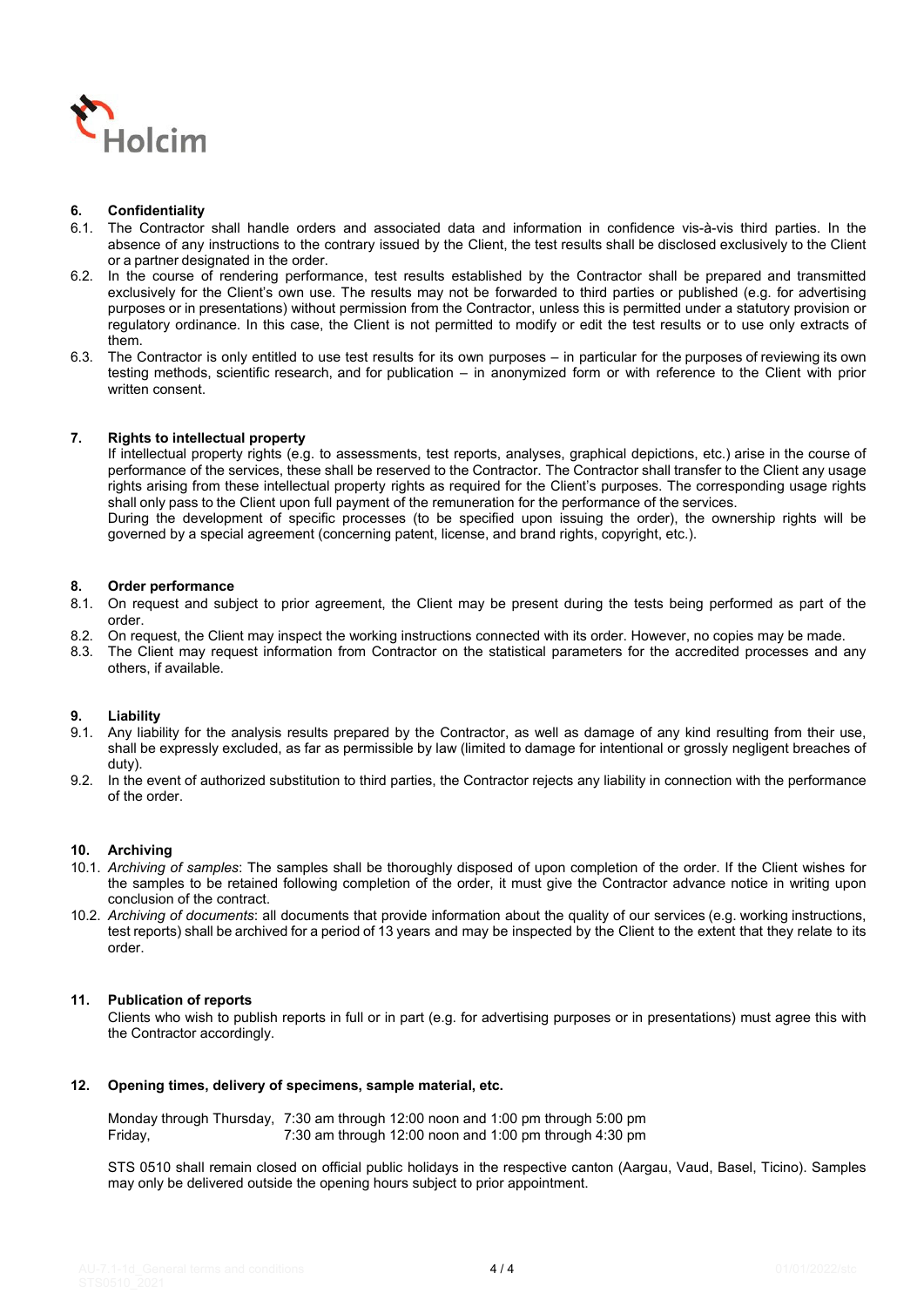## 6. Confidentiality

6.1. The Contractor shall handle orders and associated data and information in confidence vis-à-vis third parties. In the absence of any instructions to the contrary issued by the Client, the test results shall be disclosed exclusively to the Client or a partner designated in the order.

6.2. In the course of rendering performance, test results established by the Contractor shall be prepared and transmitted exclusively for the Client's own use. The results may not be forwarded to third parties or published (e.g. for advertising purposes or in presentations) without permission from the Contractor, unless this is permitted under a statutory provision or regulatory ordinance. In this case, the Client is not permitted to modify or edit the test results or to use only extracts of them.

6.3. The Contractor is only entitled to use test results for its own purposes – in particular for the purposes of reviewing its own testing methods, scientific research, and for publication – in anonymized form or with reference to the Client with prior written consent.

## 7. Rights to intellectual property

If intellectual property rights (e.g. to assessments, test reports, analyses, graphical depictions, etc.) arise in the course of performance of the services, these shall be reserved to the Contractor. The Contractor shall transfer to the Client any usage rights arising from these intellectual property rights as required for the Client's purposes. The corresponding usage rights shall only pass to the Client upon full payment of the remuneration for the performance of the services.

During the development of specific processes (to be specified upon issuing the order), the ownership rights will be governed by a special agreement (concerning patent, license, and brand rights, copyright, etc.).

## 8. Order performance

8.1. On request and subject to prior agreement, the Client may be present during the tests being performed as part of the order.

8.2. On request, the Client may inspect the working instructions connected with its order. However, no copies may be made.

8.3. The Client may request information from Contractor on the statistical parameters for the accredited processes and any others, if available.

## 9. Liability

9.1. Any liability for the analysis results prepared by the Contractor, as well as damage of any kind resulting from their use, shall be expressly excluded, as far as permissible by law (limited to damage for intentional or grossly negligent breaches of duty).

9.2. In the event of authorized substitution to third parties, the Contractor rejects any liability in connection with the performance of the order.

## 10. Archiving

10.1. *Archiving of samples*: The samples shall be thoroughly disposed of upon completion of the order. If the Client wishes for the samples to be retained following completion of the order, it must give the Contractor advance notice in writing upon conclusion of the contract.

10.2. *Archiving of documents*: all documents that provide information about the quality of our services (e.g. working instructions, test reports) shall be archived for a period of 13 years and may be inspected by the Client to the extent that they relate to its order.

## 11. Publication of reports

Clients who wish to publish reports in full or in part (e.g. for advertising purposes or in presentations) must agree this with the Contractor accordingly.

## 12. Opening times, delivery of specimens, sample material, etc.

| | |
|---|---|
| Monday through Thursday, | 7:30 am through 12:00 noon and 1:00 pm through 5:00 pm |
| Friday, | 7:30 am through 12:00 noon and 1:00 pm through 4:30 pm |

STS 0510 shall remain closed on official public holidays in the respective canton (Aargau, Vaud, Basel, Ticino). Samples may only be delivered outside the opening hours subject to prior appointment.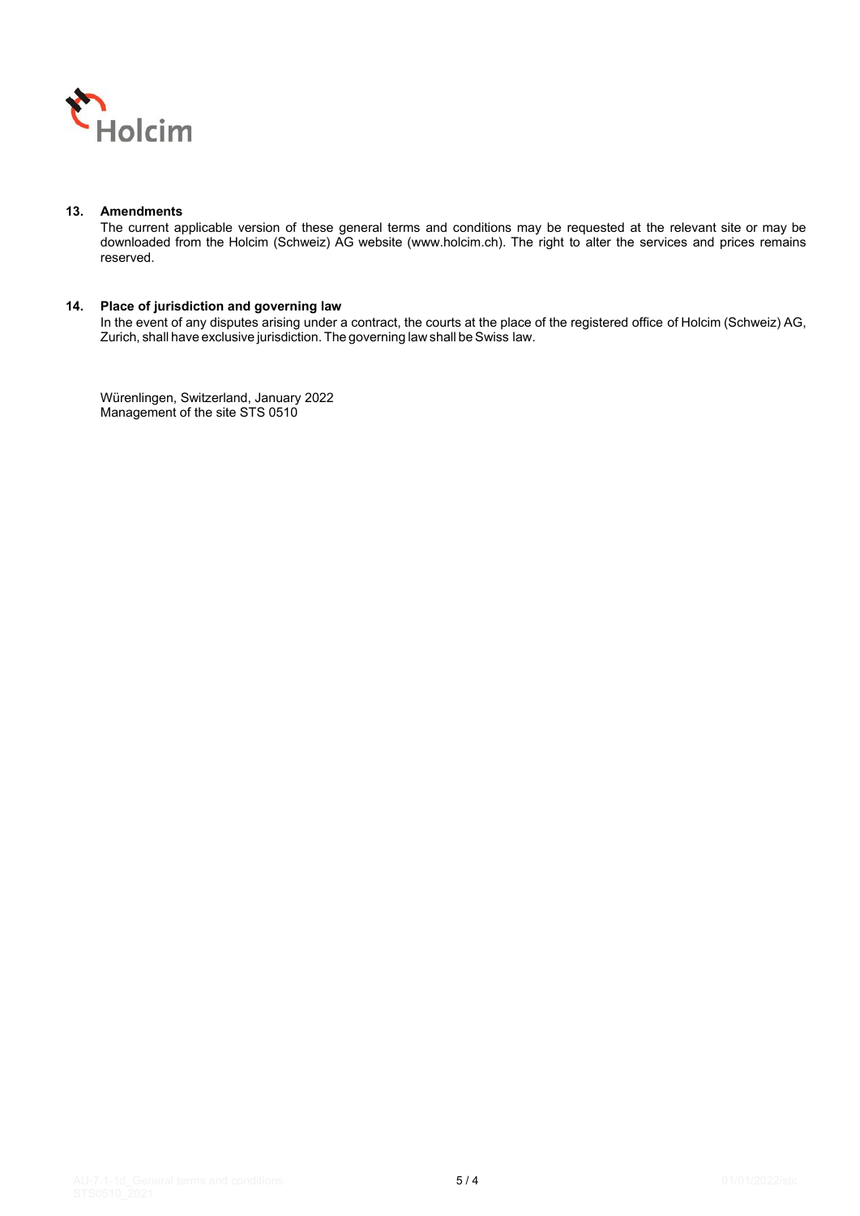## 13. Amendments

The current applicable version of these general terms and conditions may be requested at the relevant site or may be downloaded from the Holcim (Schweiz) AG website (www.holcim.ch). The right to alter the services and prices remains reserved.

## 14. Place of jurisdiction and governing law

In the event of any disputes arising under a contract, the courts at the place of the registered office of Holcim (Schweiz) AG, Zurich, shall have exclusive jurisdiction. The governing law shall be Swiss law.

Würenlingen, Switzerland, January 2022
Management of the site STS 0510